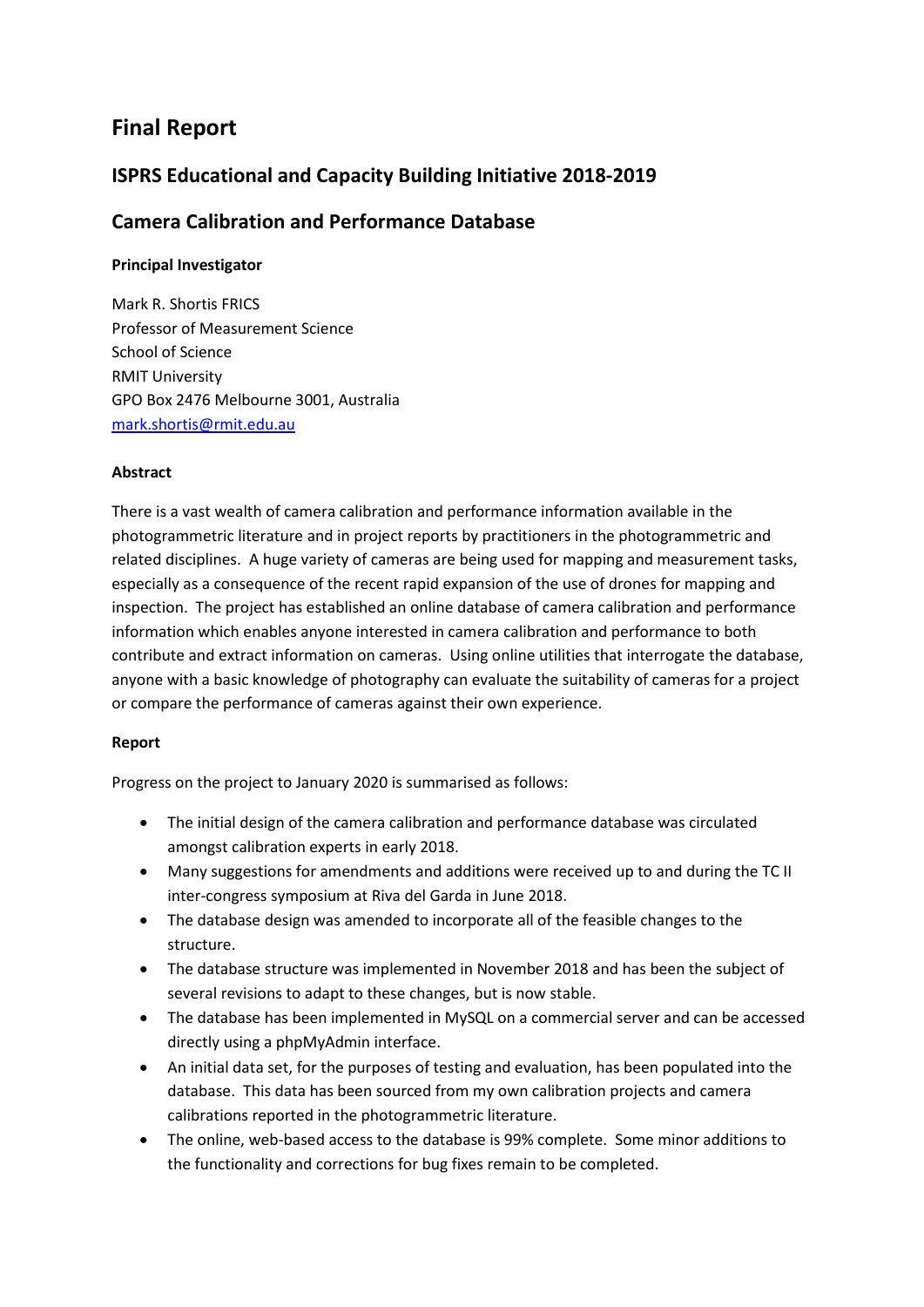# Final Report

## ISPRS Educational and Capacity Building Initiative 2018-2019

## Camera Calibration and Performance Database

**Principal Investigator**

Mark R. Shortis FRICS
Professor of Measurement Science
School of Science
RMIT University
GPO Box 2476 Melbourne 3001, Australia
mark.shortis@rmit.edu.au

**Abstract**

There is a vast wealth of camera calibration and performance information available in the photogrammetric literature and in project reports by practitioners in the photogrammetric and related disciplines. A huge variety of cameras are being used for mapping and measurement tasks, especially as a consequence of the recent rapid expansion of the use of drones for mapping and inspection. The project has established an online database of camera calibration and performance information which enables anyone interested in camera calibration and performance to both contribute and extract information on cameras. Using online utilities that interrogate the database, anyone with a basic knowledge of photography can evaluate the suitability of cameras for a project or compare the performance of cameras against their own experience.

**Report**

Progress on the project to January 2020 is summarised as follows:

- The initial design of the camera calibration and performance database was circulated amongst calibration experts in early 2018.
- Many suggestions for amendments and additions were received up to and during the TC II inter-congress symposium at Riva del Garda in June 2018.
- The database design was amended to incorporate all of the feasible changes to the structure.
- The database structure was implemented in November 2018 and has been the subject of several revisions to adapt to these changes, but is now stable.
- The database has been implemented in MySQL on a commercial server and can be accessed directly using a phpMyAdmin interface.
- An initial data set, for the purposes of testing and evaluation, has been populated into the database. This data has been sourced from my own calibration projects and camera calibrations reported in the photogrammetric literature.
- The online, web-based access to the database is 99% complete. Some minor additions to the functionality and corrections for bug fixes remain to be completed.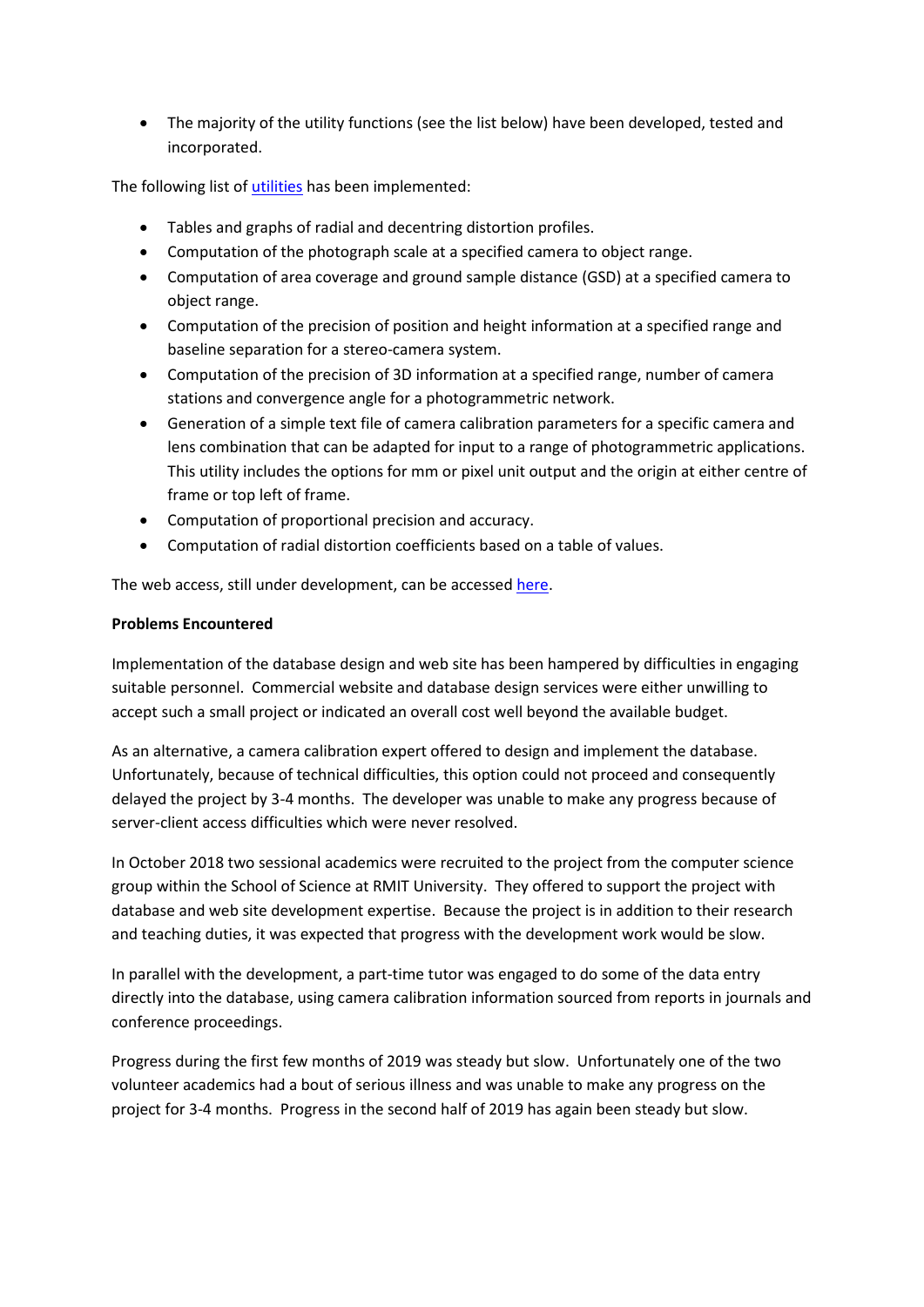- The majority of the utility functions (see the list below) have been developed, tested and incorporated.

The following list of utilities has been implemented:

- Tables and graphs of radial and decentring distortion profiles.
- Computation of the photograph scale at a specified camera to object range.
- Computation of area coverage and ground sample distance (GSD) at a specified camera to object range.
- Computation of the precision of position and height information at a specified range and baseline separation for a stereo-camera system.
- Computation of the precision of 3D information at a specified range, number of camera stations and convergence angle for a photogrammetric network.
- Generation of a simple text file of camera calibration parameters for a specific camera and lens combination that can be adapted for input to a range of photogrammetric applications. This utility includes the options for mm or pixel unit output and the origin at either centre of frame or top left of frame.
- Computation of proportional precision and accuracy.
- Computation of radial distortion coefficients based on a table of values.

The web access, still under development, can be accessed here.

**Problems Encountered**

Implementation of the database design and web site has been hampered by difficulties in engaging suitable personnel. Commercial website and database design services were either unwilling to accept such a small project or indicated an overall cost well beyond the available budget.

As an alternative, a camera calibration expert offered to design and implement the database. Unfortunately, because of technical difficulties, this option could not proceed and consequently delayed the project by 3-4 months. The developer was unable to make any progress because of server-client access difficulties which were never resolved.

In October 2018 two sessional academics were recruited to the project from the computer science group within the School of Science at RMIT University. They offered to support the project with database and web site development expertise. Because the project is in addition to their research and teaching duties, it was expected that progress with the development work would be slow.

In parallel with the development, a part-time tutor was engaged to do some of the data entry directly into the database, using camera calibration information sourced from reports in journals and conference proceedings.

Progress during the first few months of 2019 was steady but slow. Unfortunately one of the two volunteer academics had a bout of serious illness and was unable to make any progress on the project for 3-4 months. Progress in the second half of 2019 has again been steady but slow.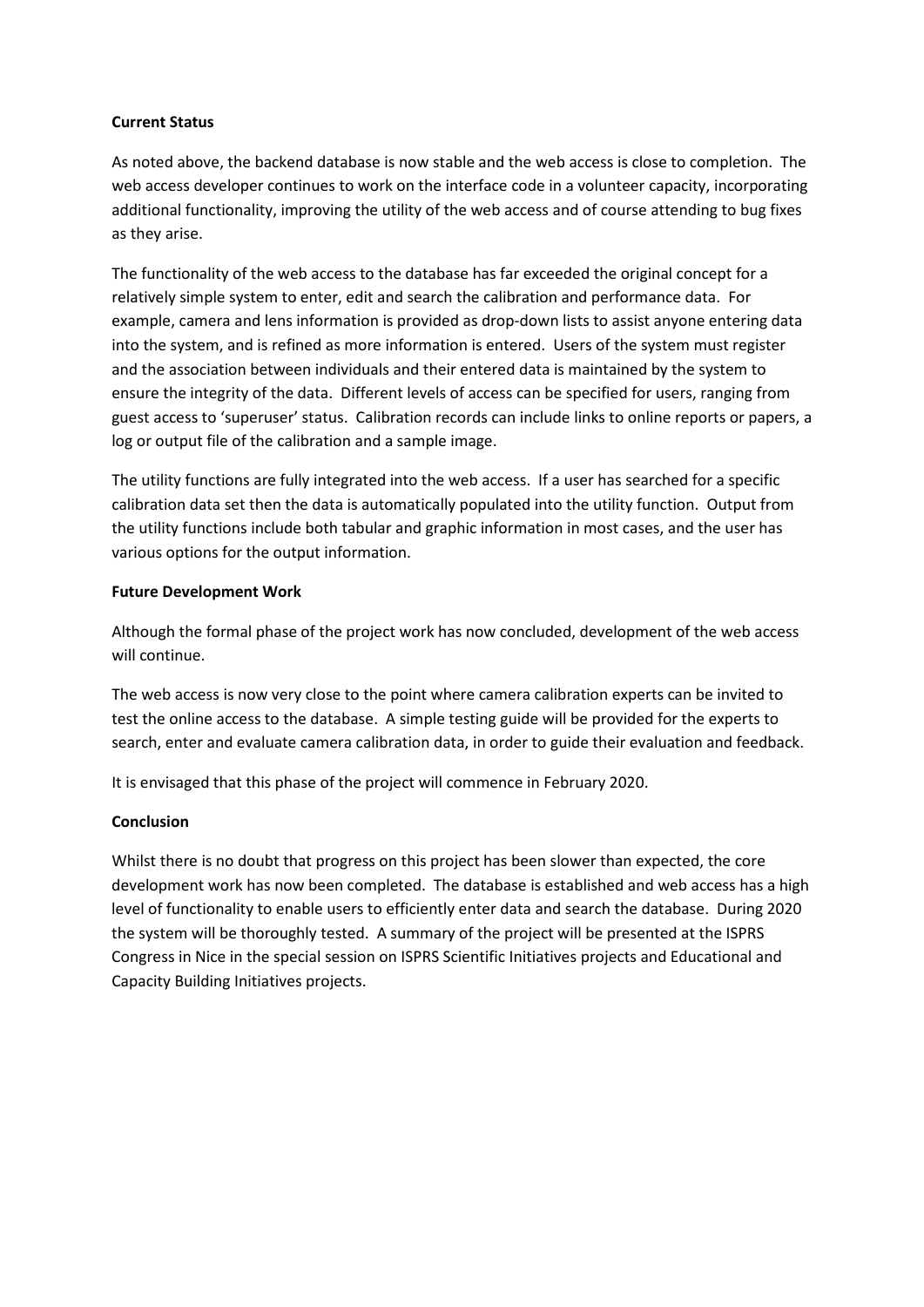**Current Status**

As noted above, the backend database is now stable and the web access is close to completion. The web access developer continues to work on the interface code in a volunteer capacity, incorporating additional functionality, improving the utility of the web access and of course attending to bug fixes as they arise.

The functionality of the web access to the database has far exceeded the original concept for a relatively simple system to enter, edit and search the calibration and performance data. For example, camera and lens information is provided as drop-down lists to assist anyone entering data into the system, and is refined as more information is entered. Users of the system must register and the association between individuals and their entered data is maintained by the system to ensure the integrity of the data. Different levels of access can be specified for users, ranging from guest access to 'superuser' status. Calibration records can include links to online reports or papers, a log or output file of the calibration and a sample image.

The utility functions are fully integrated into the web access. If a user has searched for a specific calibration data set then the data is automatically populated into the utility function. Output from the utility functions include both tabular and graphic information in most cases, and the user has various options for the output information.

**Future Development Work**

Although the formal phase of the project work has now concluded, development of the web access will continue.

The web access is now very close to the point where camera calibration experts can be invited to test the online access to the database. A simple testing guide will be provided for the experts to search, enter and evaluate camera calibration data, in order to guide their evaluation and feedback.

It is envisaged that this phase of the project will commence in February 2020.

**Conclusion**

Whilst there is no doubt that progress on this project has been slower than expected, the core development work has now been completed. The database is established and web access has a high level of functionality to enable users to efficiently enter data and search the database. During 2020 the system will be thoroughly tested. A summary of the project will be presented at the ISPRS Congress in Nice in the special session on ISPRS Scientific Initiatives projects and Educational and Capacity Building Initiatives projects.